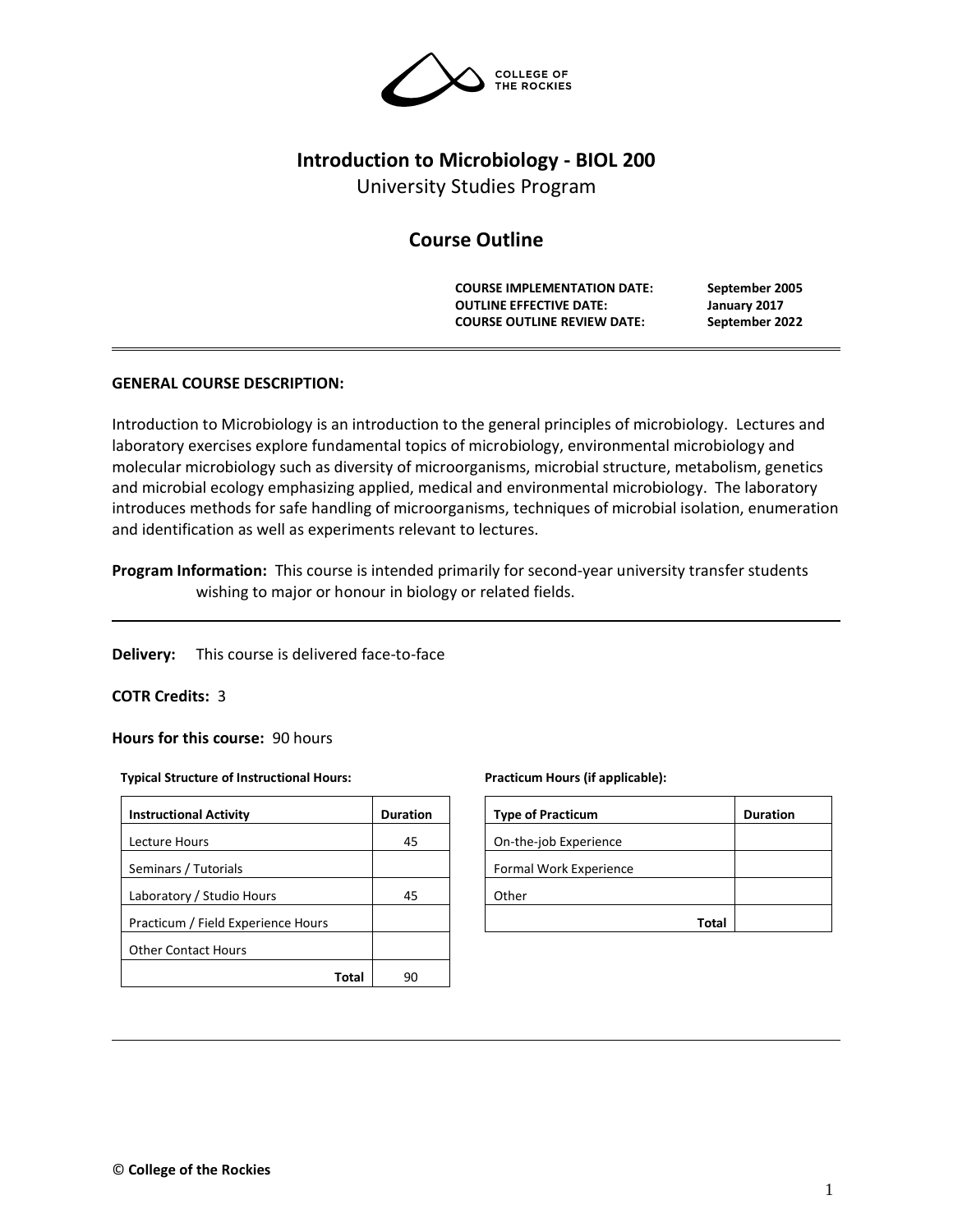# Introduction to Microbiology - BIOL 200

University Studies Program

## Course Outline

**COURSE IMPLEMENTATION DATE:** September 2005
**OUTLINE EFFECTIVE DATE:** January 2017
**COURSE OUTLINE REVIEW DATE:** September 2022

---

**GENERAL COURSE DESCRIPTION:**

Introduction to Microbiology is an introduction to the general principles of microbiology. Lectures and laboratory exercises explore fundamental topics of microbiology, environmental microbiology and molecular microbiology such as diversity of microorganisms, microbial structure, metabolism, genetics and microbial ecology emphasizing applied, medical and environmental microbiology. The laboratory introduces methods for safe handling of microorganisms, techniques of microbial isolation, enumeration and identification as well as experiments relevant to lectures.

**Program Information:** This course is intended primarily for second-year university transfer students wishing to major or honour in biology or related fields.

---

**Delivery:** This course is delivered face-to-face

**COTR Credits:** 3

**Hours for this course:** 90 hours

**Typical Structure of Instructional Hours:**

| Instructional Activity | Duration |
|---|---|
| Lecture Hours | 45 |
| Seminars / Tutorials | |
| Laboratory / Studio Hours | 45 |
| Practicum / Field Experience Hours | |
| Other Contact Hours | |
| **Total** | 90 |

**Practicum Hours (if applicable):**

| Type of Practicum | Duration |
|---|---|
| On-the-job Experience | |
| Formal Work Experience | |
| Other | |
| **Total** | |

---

© **College of the Rockies**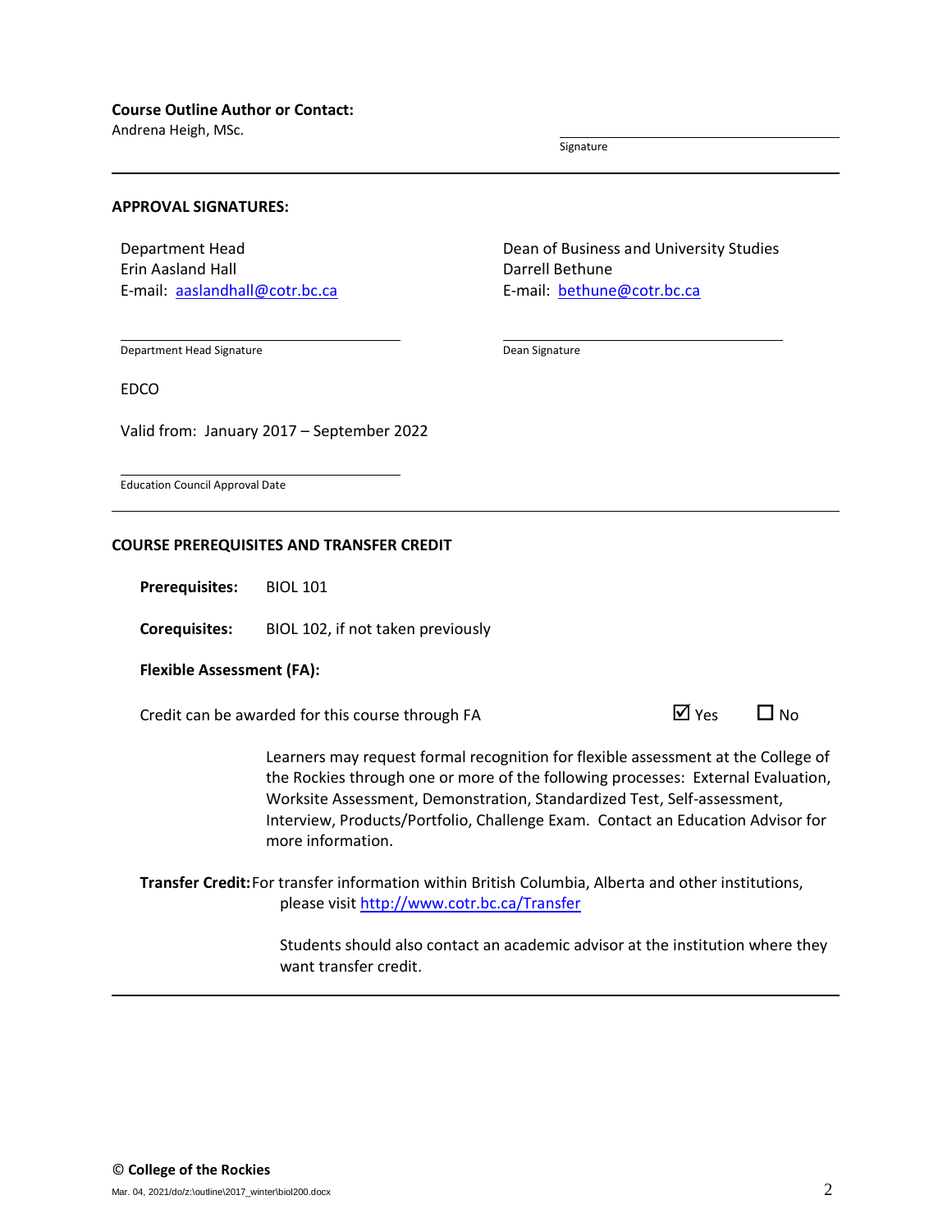**Course Outline Author or Contact:**

Andrena Heigh, MSc.

Signature

---

**APPROVAL SIGNATURES:**

Department Head
Erin Aasland Hall
E-mail: [aaslandhall@cotr.bc.ca](mailto:aaslandhall@cotr.bc.ca)

Department Head Signature

Dean of Business and University Studies
Darrell Bethune
E-mail: [bethune@cotr.bc.ca](mailto:bethune@cotr.bc.ca)

Dean Signature

EDCO

Valid from: January 2017 – September 2022

Education Council Approval Date

---

**COURSE PREREQUISITES AND TRANSFER CREDIT**

**Prerequisites:** BIOL 101

**Corequisites:** BIOL 102, if not taken previously

**Flexible Assessment (FA):**

Credit can be awarded for this course through FA ☑ Yes ☐ No

Learners may request formal recognition for flexible assessment at the College of the Rockies through one or more of the following processes: External Evaluation, Worksite Assessment, Demonstration, Standardized Test, Self-assessment, Interview, Products/Portfolio, Challenge Exam. Contact an Education Advisor for more information.

**Transfer Credit:** For transfer information within British Columbia, Alberta and other institutions, please visit [http://www.cotr.bc.ca/Transfer](http://www.cotr.bc.ca/Transfer)

Students should also contact an academic advisor at the institution where they want transfer credit.

---

© **College of the Rockies**

Mar. 04, 2021/do/z:\outline\2017_winter\biol200.docx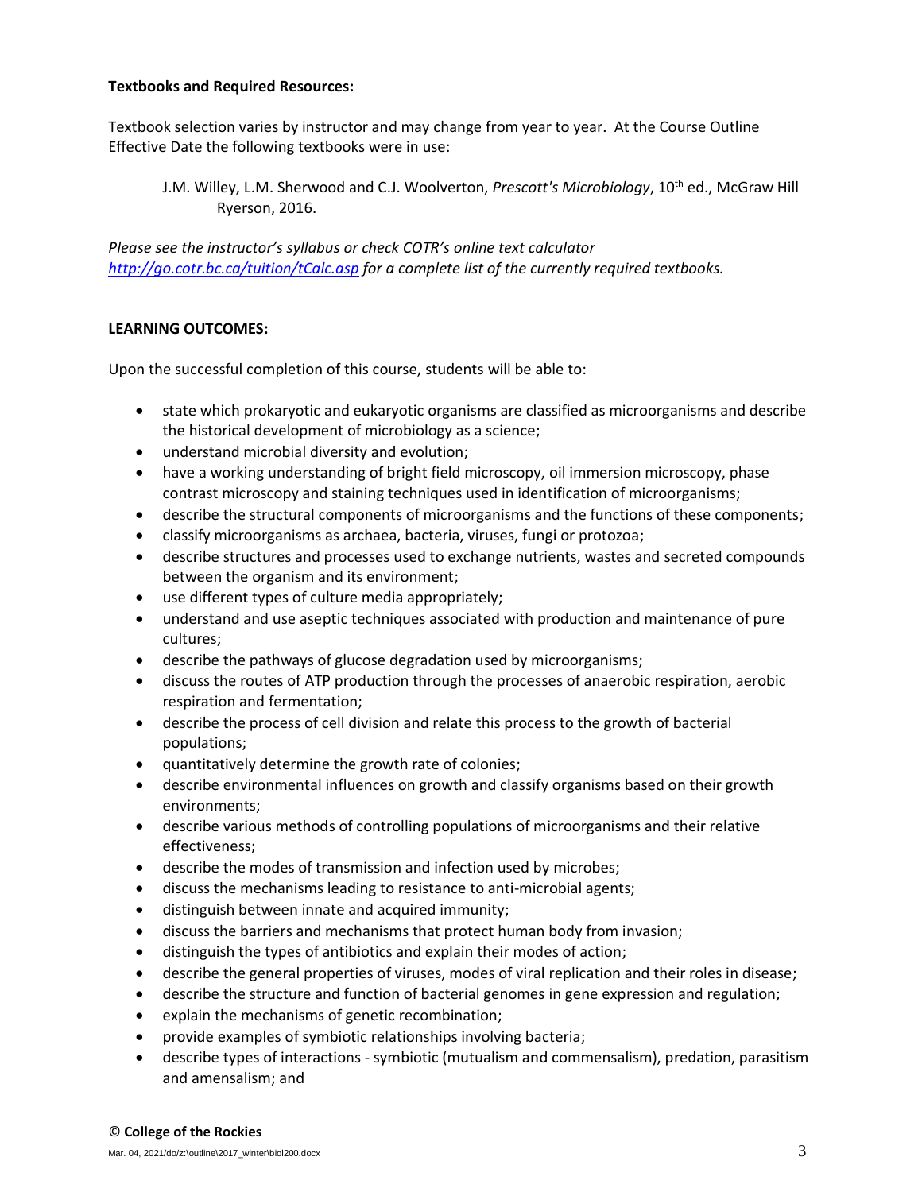**Textbooks and Required Resources:**

Textbook selection varies by instructor and may change from year to year. At the Course Outline Effective Date the following textbooks were in use:

> J.M. Willey, L.M. Sherwood and C.J. Woolverton, *Prescott's Microbiology*, 10th ed., McGraw Hill Ryerson, 2016.

*Please see the instructor's syllabus or check COTR's online text calculator [http://go.cotr.bc.ca/tuition/tCalc.asp](http://go.cotr.bc.ca/tuition/tCalc.asp) for a complete list of the currently required textbooks.*

---

**LEARNING OUTCOMES:**

Upon the successful completion of this course, students will be able to:

- state which prokaryotic and eukaryotic organisms are classified as microorganisms and describe the historical development of microbiology as a science;
- understand microbial diversity and evolution;
- have a working understanding of bright field microscopy, oil immersion microscopy, phase contrast microscopy and staining techniques used in identification of microorganisms;
- describe the structural components of microorganisms and the functions of these components;
- classify microorganisms as archaea, bacteria, viruses, fungi or protozoa;
- describe structures and processes used to exchange nutrients, wastes and secreted compounds between the organism and its environment;
- use different types of culture media appropriately;
- understand and use aseptic techniques associated with production and maintenance of pure cultures;
- describe the pathways of glucose degradation used by microorganisms;
- discuss the routes of ATP production through the processes of anaerobic respiration, aerobic respiration and fermentation;
- describe the process of cell division and relate this process to the growth of bacterial populations;
- quantitatively determine the growth rate of colonies;
- describe environmental influences on growth and classify organisms based on their growth environments;
- describe various methods of controlling populations of microorganisms and their relative effectiveness;
- describe the modes of transmission and infection used by microbes;
- discuss the mechanisms leading to resistance to anti-microbial agents;
- distinguish between innate and acquired immunity;
- discuss the barriers and mechanisms that protect human body from invasion;
- distinguish the types of antibiotics and explain their modes of action;
- describe the general properties of viruses, modes of viral replication and their roles in disease;
- describe the structure and function of bacterial genomes in gene expression and regulation;
- explain the mechanisms of genetic recombination;
- provide examples of symbiotic relationships involving bacteria;
- describe types of interactions - symbiotic (mutualism and commensalism), predation, parasitism and amensalism; and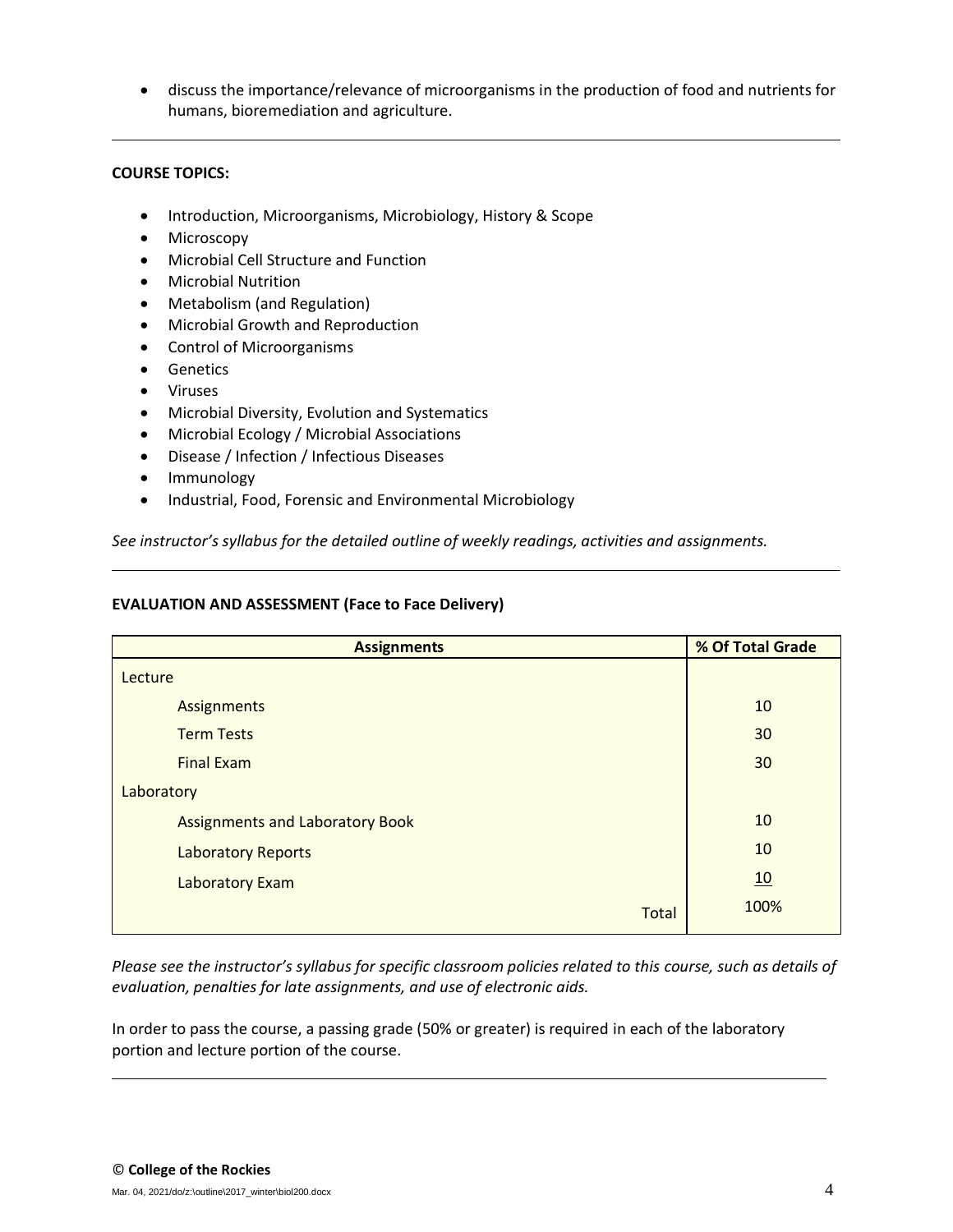- discuss the importance/relevance of microorganisms in the production of food and nutrients for humans, bioremediation and agriculture.

---

**COURSE TOPICS:**

- Introduction, Microorganisms, Microbiology, History & Scope
- Microscopy
- Microbial Cell Structure and Function
- Microbial Nutrition
- Metabolism (and Regulation)
- Microbial Growth and Reproduction
- Control of Microorganisms
- Genetics
- Viruses
- Microbial Diversity, Evolution and Systematics
- Microbial Ecology / Microbial Associations
- Disease / Infection / Infectious Diseases
- Immunology
- Industrial, Food, Forensic and Environmental Microbiology

*See instructor's syllabus for the detailed outline of weekly readings, activities and assignments.*

---

**EVALUATION AND ASSESSMENT (Face to Face Delivery)**

| Assignments | % Of Total Grade |
|---|---|
| Lecture | |
| Assignments | 10 |
| Term Tests | 30 |
| Final Exam | 30 |
| Laboratory | |
| Assignments and Laboratory Book | 10 |
| Laboratory Reports | 10 |
| Laboratory Exam | 10 |
| Total | 100% |

*Please see the instructor's syllabus for specific classroom policies related to this course, such as details of evaluation, penalties for late assignments, and use of electronic aids.*

In order to pass the course, a passing grade (50% or greater) is required in each of the laboratory portion and lecture portion of the course.

---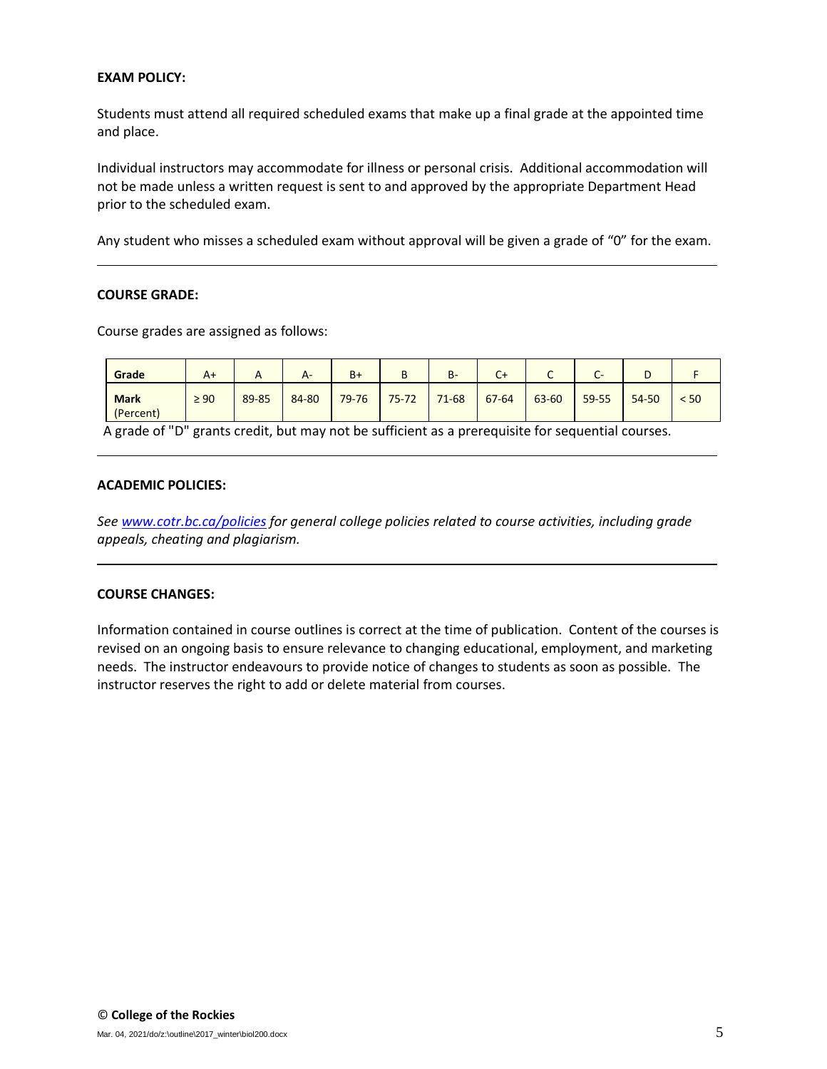**EXAM POLICY:**

Students must attend all required scheduled exams that make up a final grade at the appointed time and place.

Individual instructors may accommodate for illness or personal crisis. Additional accommodation will not be made unless a written request is sent to and approved by the appropriate Department Head prior to the scheduled exam.

Any student who misses a scheduled exam without approval will be given a grade of “0” for the exam.

---

**COURSE GRADE:**

Course grades are assigned as follows:

| **Grade** | A+ | A | A- | B+ | B | B- | C+ | C | C- | D | F |
|---|---|---|---|---|---|---|---|---|---|---|---|
| **Mark** (Percent) | ≥ 90 | 89-85 | 84-80 | 79-76 | 75-72 | 71-68 | 67-64 | 63-60 | 59-55 | 54-50 | < 50 |

A grade of "D" grants credit, but may not be sufficient as a prerequisite for sequential courses.

---

**ACADEMIC POLICIES:**

*See www.cotr.bc.ca/policies for general college policies related to course activities, including grade appeals, cheating and plagiarism.*

---

**COURSE CHANGES:**

Information contained in course outlines is correct at the time of publication. Content of the courses is revised on an ongoing basis to ensure relevance to changing educational, employment, and marketing needs. The instructor endeavours to provide notice of changes to students as soon as possible. The instructor reserves the right to add or delete material from courses.